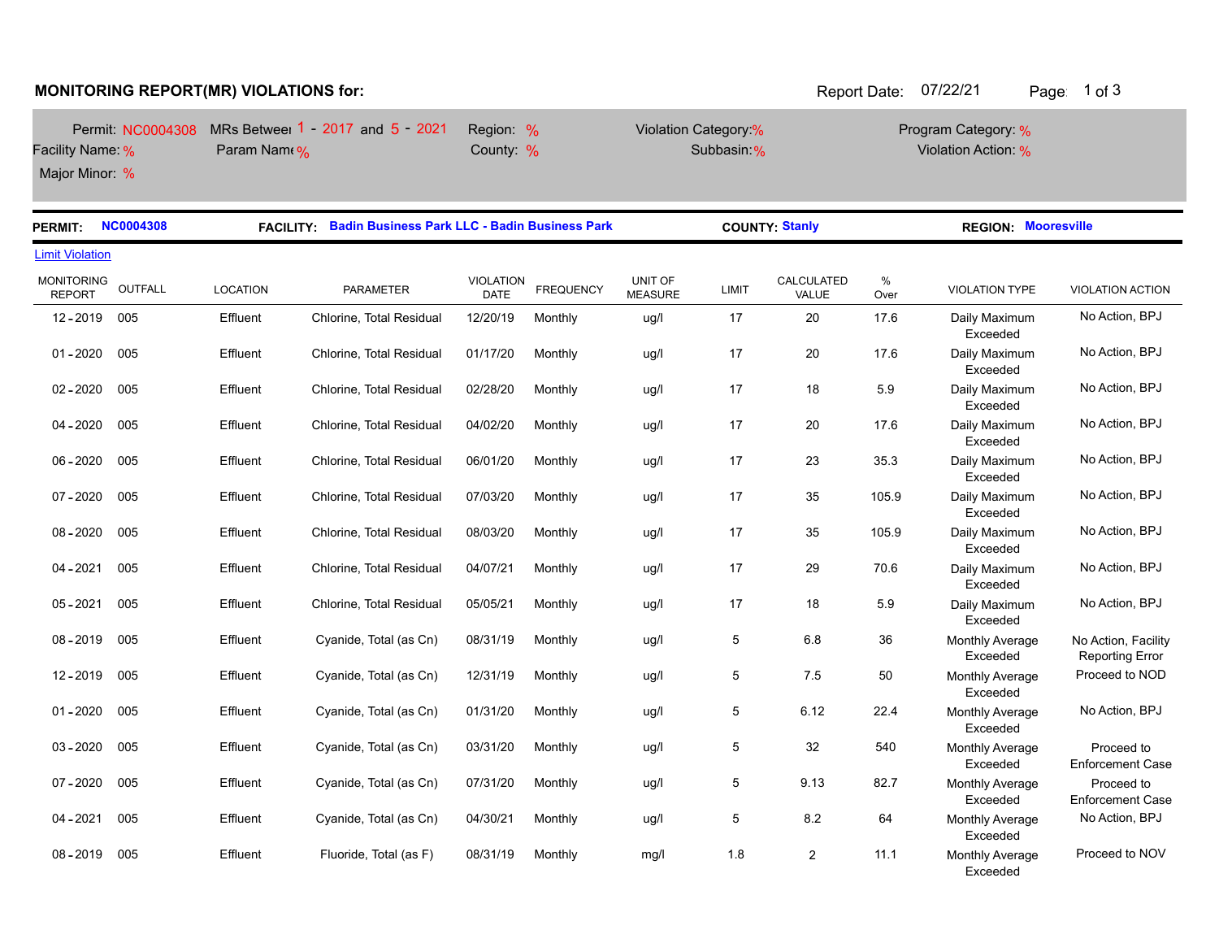## MONITORING REPORT(MR) VIOLATIONS for:

Report Date: 07/22/21

Permit: NC0004308 MRs Between 1 - 2017 and 5 - 2021 Region: % Violation Category: % Program Category: %

Facility Name: % Param Name: % County: % Subbasin: % Violation Action: %

Major Minor: %

**PERMIT:** NC0004308 **FACILITY:** Badin Business Park LLC - Badin Business Park **COUNTY:** Stanly **REGION:** Mooresville

Limit Violation

| MONITORING REPORT | OUTFALL | LOCATION | PARAMETER | VIOLATION DATE | FREQUENCY | UNIT OF MEASURE | LIMIT | CALCULATED VALUE | % Over | VIOLATION TYPE | VIOLATION ACTION |
|---|---|---|---|---|---|---|---|---|---|---|---|
| 12 - 2019 | 005 | Effluent | Chlorine, Total Residual | 12/20/19 | Monthly | ug/l | 17 | 20 | 17.6 | Daily Maximum Exceeded | No Action, BPJ |
| 01 - 2020 | 005 | Effluent | Chlorine, Total Residual | 01/17/20 | Monthly | ug/l | 17 | 20 | 17.6 | Daily Maximum Exceeded | No Action, BPJ |
| 02 - 2020 | 005 | Effluent | Chlorine, Total Residual | 02/28/20 | Monthly | ug/l | 17 | 18 | 5.9 | Daily Maximum Exceeded | No Action, BPJ |
| 04 - 2020 | 005 | Effluent | Chlorine, Total Residual | 04/02/20 | Monthly | ug/l | 17 | 20 | 17.6 | Daily Maximum Exceeded | No Action, BPJ |
| 06 - 2020 | 005 | Effluent | Chlorine, Total Residual | 06/01/20 | Monthly | ug/l | 17 | 23 | 35.3 | Daily Maximum Exceeded | No Action, BPJ |
| 07 - 2020 | 005 | Effluent | Chlorine, Total Residual | 07/03/20 | Monthly | ug/l | 17 | 35 | 105.9 | Daily Maximum Exceeded | No Action, BPJ |
| 08 - 2020 | 005 | Effluent | Chlorine, Total Residual | 08/03/20 | Monthly | ug/l | 17 | 35 | 105.9 | Daily Maximum Exceeded | No Action, BPJ |
| 04 - 2021 | 005 | Effluent | Chlorine, Total Residual | 04/07/21 | Monthly | ug/l | 17 | 29 | 70.6 | Daily Maximum Exceeded | No Action, BPJ |
| 05 - 2021 | 005 | Effluent | Chlorine, Total Residual | 05/05/21 | Monthly | ug/l | 17 | 18 | 5.9 | Daily Maximum Exceeded | No Action, BPJ |
| 08 - 2019 | 005 | Effluent | Cyanide, Total (as Cn) | 08/31/19 | Monthly | ug/l | 5 | 6.8 | 36 | Monthly Average Exceeded | No Action, Facility Reporting Error |
| 12 - 2019 | 005 | Effluent | Cyanide, Total (as Cn) | 12/31/19 | Monthly | ug/l | 5 | 7.5 | 50 | Monthly Average Exceeded | Proceed to NOD |
| 01 - 2020 | 005 | Effluent | Cyanide, Total (as Cn) | 01/31/20 | Monthly | ug/l | 5 | 6.12 | 22.4 | Monthly Average Exceeded | No Action, BPJ |
| 03 - 2020 | 005 | Effluent | Cyanide, Total (as Cn) | 03/31/20 | Monthly | ug/l | 5 | 32 | 540 | Monthly Average Exceeded | Proceed to Enforcement Case |
| 07 - 2020 | 005 | Effluent | Cyanide, Total (as Cn) | 07/31/20 | Monthly | ug/l | 5 | 9.13 | 82.7 | Monthly Average Exceeded | Proceed to Enforcement Case |
| 04 - 2021 | 005 | Effluent | Cyanide, Total (as Cn) | 04/30/21 | Monthly | ug/l | 5 | 8.2 | 64 | Monthly Average Exceeded | No Action, BPJ |
| 08 - 2019 | 005 | Effluent | Fluoride, Total (as F) | 08/31/19 | Monthly | mg/l | 1.8 | 2 | 11.1 | Monthly Average Exceeded | Proceed to NOV |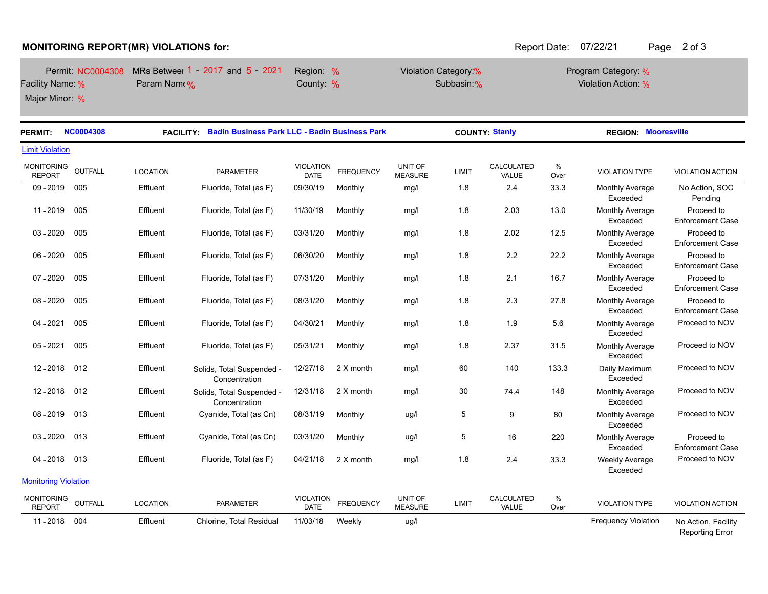## MONITORING REPORT(MR) VIOLATIONS for:

Report Date: 07/22/21

Permit: NC0004308 MRs Between 1 - 2017 and 5 - 2021 Region: % Violation Category: % Program Category: %
Facility Name: % Param Name: % County: % Subbasin: % Violation Action: %
Major Minor: %

**PERMIT:** NC0004308 **FACILITY:** Badin Business Park LLC - Badin Business Park **COUNTY:** Stanly **REGION:** Mooresville

Limit Violation

| MONITORING REPORT | OUTFALL | LOCATION | PARAMETER | VIOLATION DATE | FREQUENCY | UNIT OF MEASURE | LIMIT | CALCULATED VALUE | % Over | VIOLATION TYPE | VIOLATION ACTION |
|---|---|---|---|---|---|---|---|---|---|---|---|
| 09 - 2019 | 005 | Effluent | Fluoride, Total (as F) | 09/30/19 | Monthly | mg/l | 1.8 | 2.4 | 33.3 | Monthly Average Exceeded | No Action, SOC Pending |
| 11 - 2019 | 005 | Effluent | Fluoride, Total (as F) | 11/30/19 | Monthly | mg/l | 1.8 | 2.03 | 13.0 | Monthly Average Exceeded | Proceed to Enforcement Case |
| 03 - 2020 | 005 | Effluent | Fluoride, Total (as F) | 03/31/20 | Monthly | mg/l | 1.8 | 2.02 | 12.5 | Monthly Average Exceeded | Proceed to Enforcement Case |
| 06 - 2020 | 005 | Effluent | Fluoride, Total (as F) | 06/30/20 | Monthly | mg/l | 1.8 | 2.2 | 22.2 | Monthly Average Exceeded | Proceed to Enforcement Case |
| 07 - 2020 | 005 | Effluent | Fluoride, Total (as F) | 07/31/20 | Monthly | mg/l | 1.8 | 2.1 | 16.7 | Monthly Average Exceeded | Proceed to Enforcement Case |
| 08 - 2020 | 005 | Effluent | Fluoride, Total (as F) | 08/31/20 | Monthly | mg/l | 1.8 | 2.3 | 27.8 | Monthly Average Exceeded | Proceed to Enforcement Case |
| 04 - 2021 | 005 | Effluent | Fluoride, Total (as F) | 04/30/21 | Monthly | mg/l | 1.8 | 1.9 | 5.6 | Monthly Average Exceeded | Proceed to NOV |
| 05 - 2021 | 005 | Effluent | Fluoride, Total (as F) | 05/31/21 | Monthly | mg/l | 1.8 | 2.37 | 31.5 | Monthly Average Exceeded | Proceed to NOV |
| 12 - 2018 | 012 | Effluent | Solids, Total Suspended - Concentration | 12/27/18 | 2 X month | mg/l | 60 | 140 | 133.3 | Daily Maximum Exceeded | Proceed to NOV |
| 12 - 2018 | 012 | Effluent | Solids, Total Suspended - Concentration | 12/31/18 | 2 X month | mg/l | 30 | 74.4 | 148 | Monthly Average Exceeded | Proceed to NOV |
| 08 - 2019 | 013 | Effluent | Cyanide, Total (as Cn) | 08/31/19 | Monthly | ug/l | 5 | 9 | 80 | Monthly Average Exceeded | Proceed to NOV |
| 03 - 2020 | 013 | Effluent | Cyanide, Total (as Cn) | 03/31/20 | Monthly | ug/l | 5 | 16 | 220 | Monthly Average Exceeded | Proceed to Enforcement Case |
| 04 - 2018 | 013 | Effluent | Fluoride, Total (as F) | 04/21/18 | 2 X month | mg/l | 1.8 | 2.4 | 33.3 | Weekly Average Exceeded | Proceed to NOV |

Monitoring Violation

| MONITORING REPORT | OUTFALL | LOCATION | PARAMETER | VIOLATION DATE | FREQUENCY | UNIT OF MEASURE | LIMIT | CALCULATED VALUE | % Over | VIOLATION TYPE | VIOLATION ACTION |
|---|---|---|---|---|---|---|---|---|---|---|---|
| 11 - 2018 | 004 | Effluent | Chlorine, Total Residual | 11/03/18 | Weekly | ug/l | | | | Frequency Violation | No Action, Facility Reporting Error |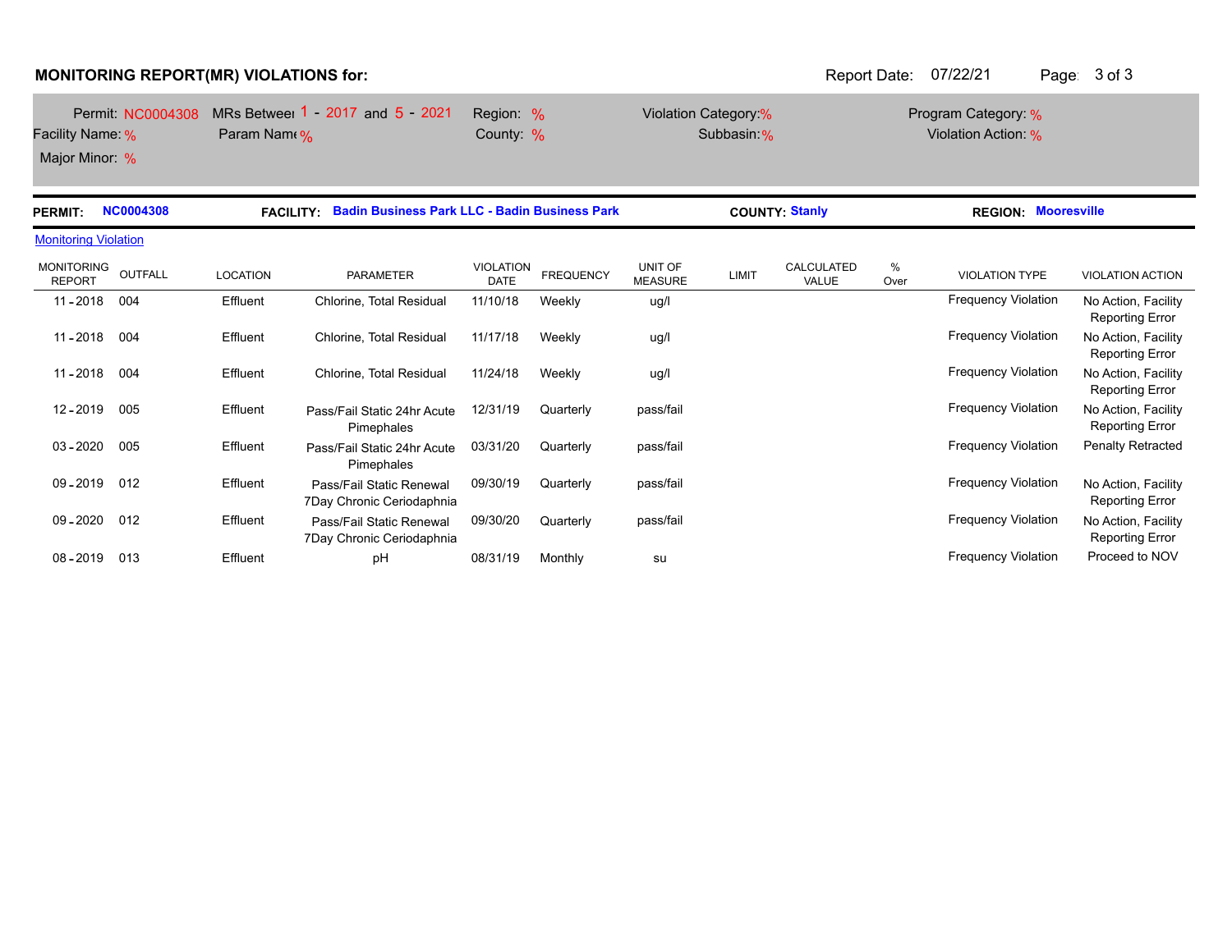**MONITORING REPORT(MR) VIOLATIONS for:**

Report Date: 07/22/21

Permit: NC0004308 MRs Between 1 - 2017 and 5 - 2021 Region: % Violation Category: % Program Category: %

Facility Name: % Param Name % County: % Subbasin: % Violation Action: %

Major Minor: %

**PERMIT:** **NC0004308** **FACILITY:** **Badin Business Park LLC - Badin Business Park** **COUNTY:** **Stanly** **REGION:** **Mooresville**

Monitoring Violation

| MONITORING REPORT | OUTFALL | LOCATION | PARAMETER | VIOLATION DATE | FREQUENCY | UNIT OF MEASURE | LIMIT | CALCULATED VALUE | % Over | VIOLATION TYPE | VIOLATION ACTION |
|---|---|---|---|---|---|---|---|---|---|---|---|
| 11 - 2018 | 004 | Effluent | Chlorine, Total Residual | 11/10/18 | Weekly | ug/l | | | | Frequency Violation | No Action, Facility Reporting Error |
| 11 - 2018 | 004 | Effluent | Chlorine, Total Residual | 11/17/18 | Weekly | ug/l | | | | Frequency Violation | No Action, Facility Reporting Error |
| 11 - 2018 | 004 | Effluent | Chlorine, Total Residual | 11/24/18 | Weekly | ug/l | | | | Frequency Violation | No Action, Facility Reporting Error |
| 12 - 2019 | 005 | Effluent | Pass/Fail Static 24hr Acute Pimephales | 12/31/19 | Quarterly | pass/fail | | | | Frequency Violation | No Action, Facility Reporting Error |
| 03 - 2020 | 005 | Effluent | Pass/Fail Static 24hr Acute Pimephales | 03/31/20 | Quarterly | pass/fail | | | | Frequency Violation | Penalty Retracted |
| 09 - 2019 | 012 | Effluent | Pass/Fail Static Renewal 7Day Chronic Ceriodaphnia | 09/30/19 | Quarterly | pass/fail | | | | Frequency Violation | No Action, Facility Reporting Error |
| 09 - 2020 | 012 | Effluent | Pass/Fail Static Renewal 7Day Chronic Ceriodaphnia | 09/30/20 | Quarterly | pass/fail | | | | Frequency Violation | No Action, Facility Reporting Error |
| 08 - 2019 | 013 | Effluent | pH | 08/31/19 | Monthly | su | | | | Frequency Violation | Proceed to NOV |